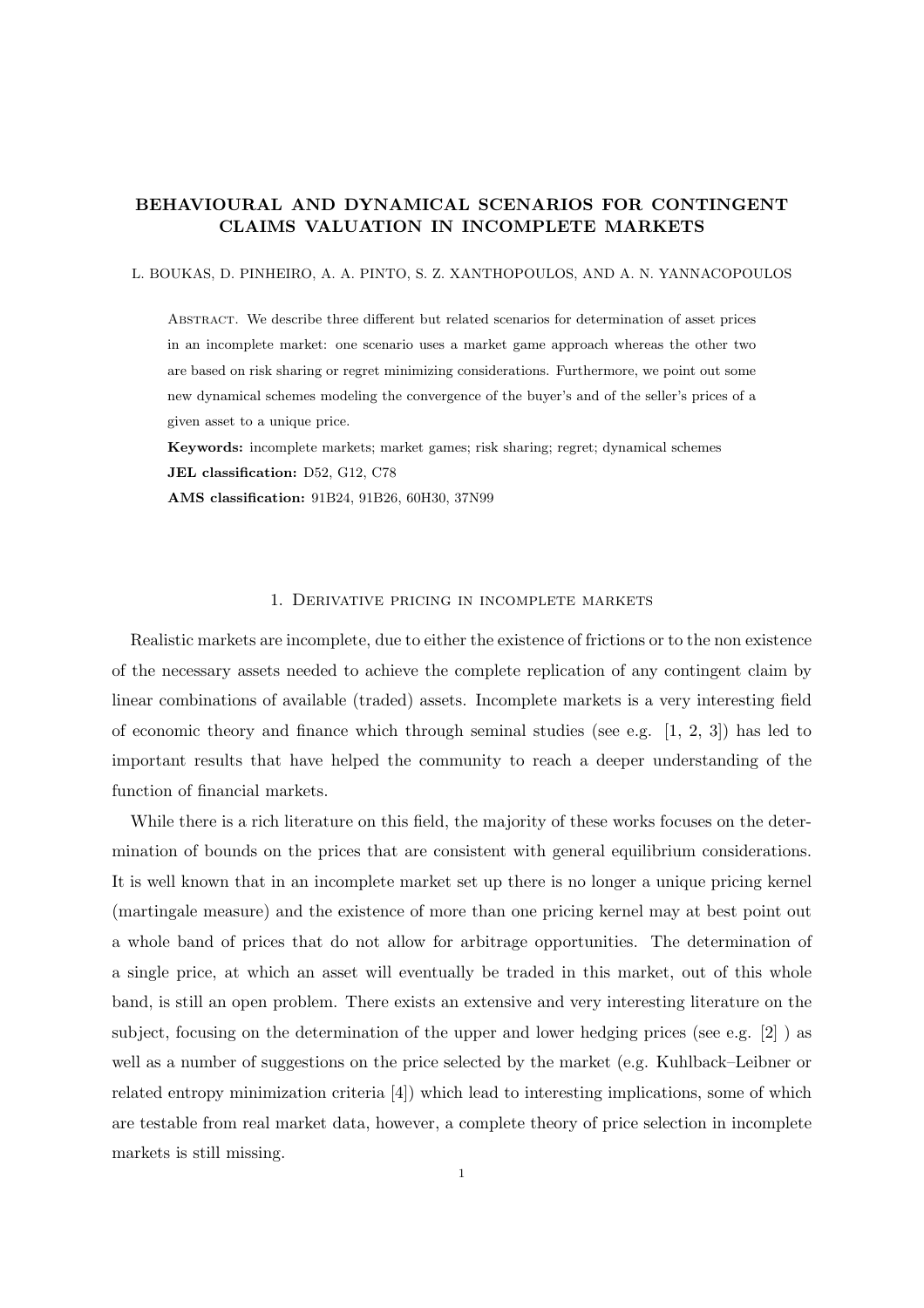# BEHAVIOURAL AND DYNAMICAL SCENARIOS FOR CONTINGENT CLAIMS VALUATION IN INCOMPLETE MARKETS

L. BOUKAS, D. PINHEIRO, A. A. PINTO, S. Z. XANTHOPOULOS, AND A. N. YANNACOPOULOS

Abstract. We describe three different but related scenarios for determination of asset prices in an incomplete market: one scenario uses a market game approach whereas the other two are based on risk sharing or regret minimizing considerations. Furthermore, we point out some new dynamical schemes modeling the convergence of the buyer's and of the seller's prices of a given asset to a unique price.

**Keywords:** incomplete markets; market games; risk sharing; regret; dynamical schemes

**JEL classification:** D52, G12, C78

**AMS classification:** 91B24, 91B26, 60H30, 37N99

## 1. Derivative pricing in incomplete markets

Realistic markets are incomplete, due to either the existence of frictions or to the non existence of the necessary assets needed to achieve the complete replication of any contingent claim by linear combinations of available (traded) assets. Incomplete markets is a very interesting field of economic theory and finance which through seminal studies (see e.g. [1, 2, 3]) has led to important results that have helped the community to reach a deeper understanding of the function of financial markets.

While there is a rich literature on this field, the majority of these works focuses on the determination of bounds on the prices that are consistent with general equilibrium considerations. It is well known that in an incomplete market set up there is no longer a unique pricing kernel (martingale measure) and the existence of more than one pricing kernel may at best point out a whole band of prices that do not allow for arbitrage opportunities. The determination of a single price, at which an asset will eventually be traded in this market, out of this whole band, is still an open problem. There exists an extensive and very interesting literature on the subject, focusing on the determination of the upper and lower hedging prices (see e.g. [2] ) as well as a number of suggestions on the price selected by the market (e.g. Kuhlback–Leibner or related entropy minimization criteria [4]) which lead to interesting implications, some of which are testable from real market data, however, a complete theory of price selection in incomplete markets is still missing.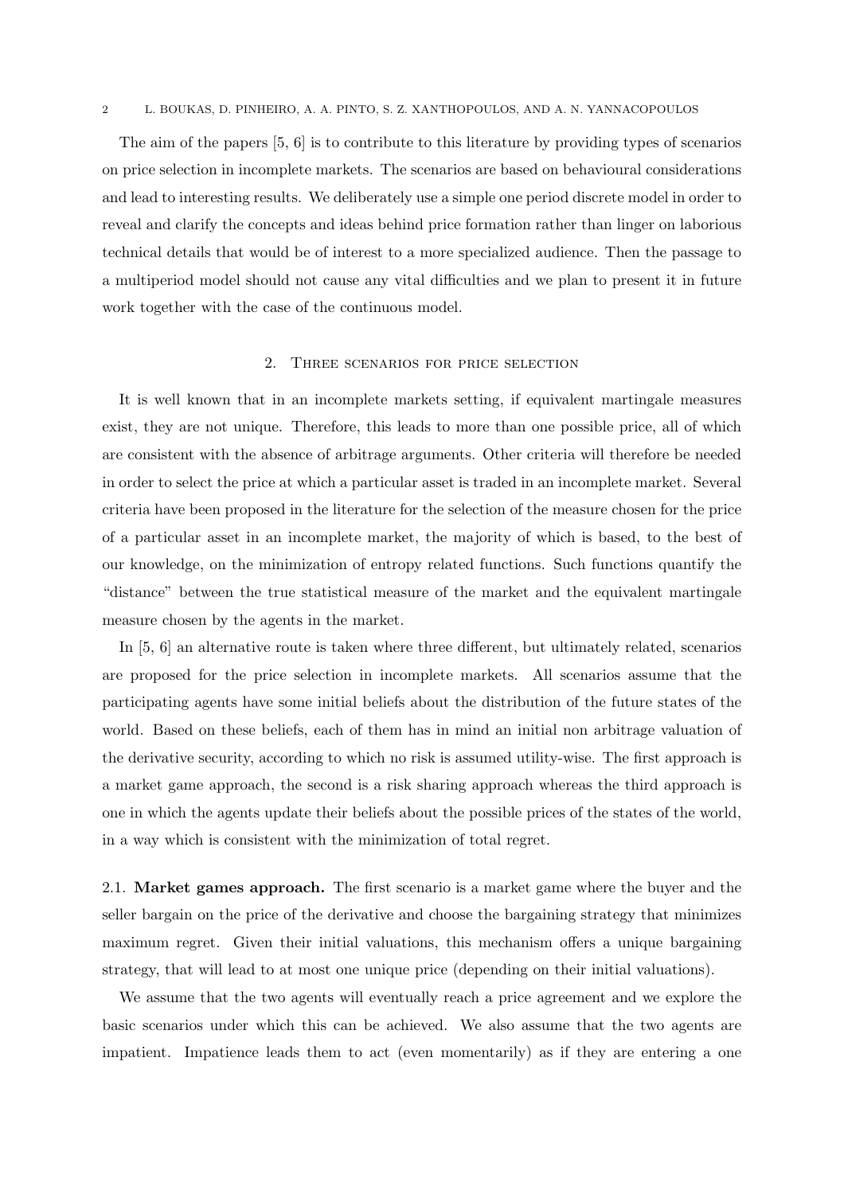The aim of the papers [5, 6] is to contribute to this literature by providing types of scenarios on price selection in incomplete markets. The scenarios are based on behavioural considerations and lead to interesting results. We deliberately use a simple one period discrete model in order to reveal and clarify the concepts and ideas behind price formation rather than linger on laborious technical details that would be of interest to a more specialized audience. Then the passage to a multiperiod model should not cause any vital difficulties and we plan to present it in future work together with the case of the continuous model.

## 2. Three scenarios for price selection

It is well known that in an incomplete markets setting, if equivalent martingale measures exist, they are not unique. Therefore, this leads to more than one possible price, all of which are consistent with the absence of arbitrage arguments. Other criteria will therefore be needed in order to select the price at which a particular asset is traded in an incomplete market. Several criteria have been proposed in the literature for the selection of the measure chosen for the price of a particular asset in an incomplete market, the majority of which is based, to the best of our knowledge, on the minimization of entropy related functions. Such functions quantify the "distance" between the true statistical measure of the market and the equivalent martingale measure chosen by the agents in the market.

In [5, 6] an alternative route is taken where three different, but ultimately related, scenarios are proposed for the price selection in incomplete markets. All scenarios assume that the participating agents have some initial beliefs about the distribution of the future states of the world. Based on these beliefs, each of them has in mind an initial non arbitrage valuation of the derivative security, according to which no risk is assumed utility-wise. The first approach is a market game approach, the second is a risk sharing approach whereas the third approach is one in which the agents update their beliefs about the possible prices of the states of the world, in a way which is consistent with the minimization of total regret.

**2.1. Market games approach.** The first scenario is a market game where the buyer and the seller bargain on the price of the derivative and choose the bargaining strategy that minimizes maximum regret. Given their initial valuations, this mechanism offers a unique bargaining strategy, that will lead to at most one unique price (depending on their initial valuations).

We assume that the two agents will eventually reach a price agreement and we explore the basic scenarios under which this can be achieved. We also assume that the two agents are impatient. Impatience leads them to act (even momentarily) as if they are entering a one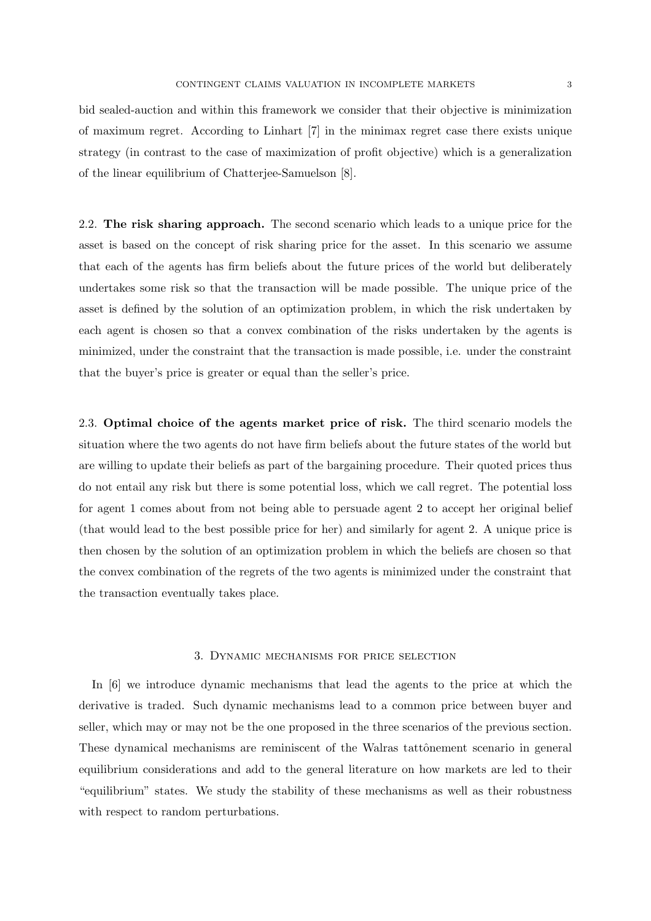bid sealed-auction and within this framework we consider that their objective is minimization of maximum regret. According to Linhart [7] in the minimax regret case there exists unique strategy (in contrast to the case of maximization of profit objective) which is a generalization of the linear equilibrium of Chatterjee-Samuelson [8].

2.2. **The risk sharing approach.** The second scenario which leads to a unique price for the asset is based on the concept of risk sharing price for the asset. In this scenario we assume that each of the agents has firm beliefs about the future prices of the world but deliberately undertakes some risk so that the transaction will be made possible. The unique price of the asset is defined by the solution of an optimization problem, in which the risk undertaken by each agent is chosen so that a convex combination of the risks undertaken by the agents is minimized, under the constraint that the transaction is made possible, i.e. under the constraint that the buyer's price is greater or equal than the seller's price.

2.3. **Optimal choice of the agents market price of risk.** The third scenario models the situation where the two agents do not have firm beliefs about the future states of the world but are willing to update their beliefs as part of the bargaining procedure. Their quoted prices thus do not entail any risk but there is some potential loss, which we call regret. The potential loss for agent 1 comes about from not being able to persuade agent 2 to accept her original belief (that would lead to the best possible price for her) and similarly for agent 2. A unique price is then chosen by the solution of an optimization problem in which the beliefs are chosen so that the convex combination of the regrets of the two agents is minimized under the constraint that the transaction eventually takes place.

## 3. Dynamic mechanisms for price selection

In [6] we introduce dynamic mechanisms that lead the agents to the price at which the derivative is traded. Such dynamic mechanisms lead to a common price between buyer and seller, which may or may not be the one proposed in the three scenarios of the previous section. These dynamical mechanisms are reminiscent of the Walras tattônement scenario in general equilibrium considerations and add to the general literature on how markets are led to their "equilibrium" states. We study the stability of these mechanisms as well as their robustness with respect to random perturbations.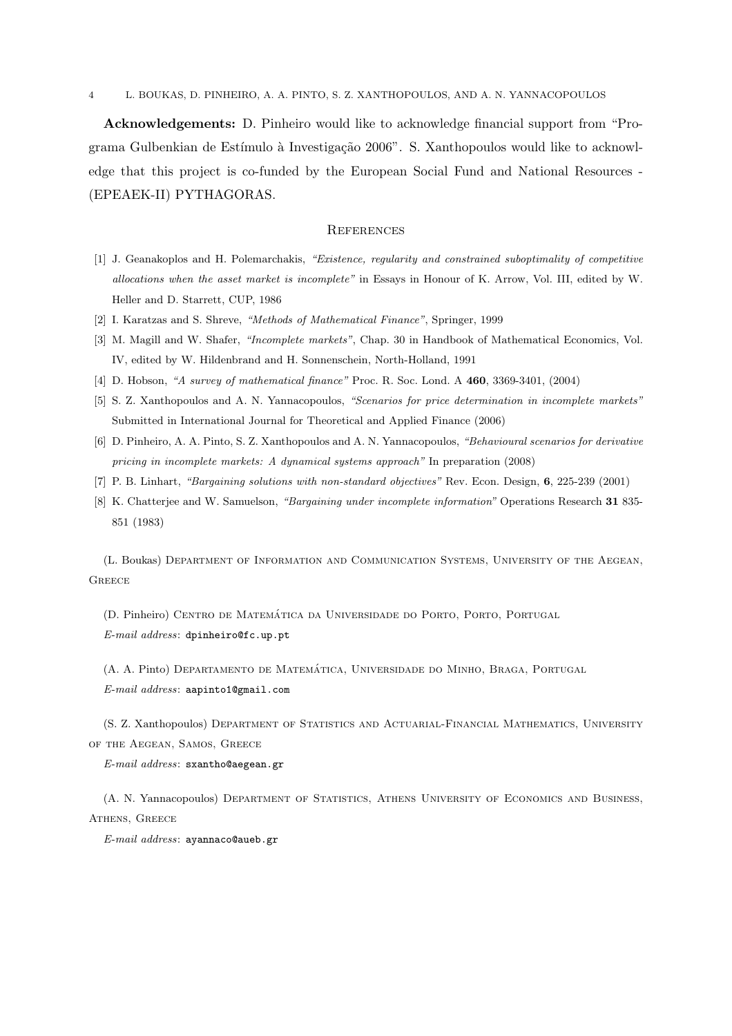**Acknowledgements:** D. Pinheiro would like to acknowledge financial support from "Programa Gulbenkian de Estímulo à Investigação 2006". S. Xanthopoulos would like to acknowledge that this project is co-funded by the European Social Fund and National Resources - (EPEAEK-II) PYTHAGORAS.

## References

[1] J. Geanakoplos and H. Polemarchakis, *"Existence, regularity and constrained suboptimality of competitive allocations when the asset market is incomplete"* in Essays in Honour of K. Arrow, Vol. III, edited by W. Heller and D. Starrett, CUP, 1986

[2] I. Karatzas and S. Shreve, *"Methods of Mathematical Finance"*, Springer, 1999

[3] M. Magill and W. Shafer, *"Incomplete markets"*, Chap. 30 in Handbook of Mathematical Economics, Vol. IV, edited by W. Hildenbrand and H. Sonnenschein, North-Holland, 1991

[4] D. Hobson, *"A survey of mathematical finance"* Proc. R. Soc. Lond. A **460**, 3369-3401, (2004)

[5] S. Z. Xanthopoulos and A. N. Yannacopoulos, *"Scenarios for price determination in incomplete markets"* Submitted in International Journal for Theoretical and Applied Finance (2006)

[6] D. Pinheiro, A. A. Pinto, S. Z. Xanthopoulos and A. N. Yannacopoulos, *"Behavioural scenarios for derivative pricing in incomplete markets: A dynamical systems approach"* In preparation (2008)

[7] P. B. Linhart, *"Bargaining solutions with non-standard objectives"* Rev. Econ. Design, **6**, 225-239 (2001)

[8] K. Chatterjee and W. Samuelson, *"Bargaining under incomplete information"* Operations Research **31** 835-851 (1983)

(L. Boukas) Department of Information and Communication Systems, University of the Aegean, Greece

(D. Pinheiro) Centro de Matemática da Universidade do Porto, Porto, Portugal
*E-mail address*: dpinheiro@fc.up.pt

(A. A. Pinto) Departamento de Matemática, Universidade do Minho, Braga, Portugal
*E-mail address*: aapinto1@gmail.com

(S. Z. Xanthopoulos) Department of Statistics and Actuarial-Financial Mathematics, University of the Aegean, Samos, Greece
*E-mail address*: sxantho@aegean.gr

(A. N. Yannacopoulos) Department of Statistics, Athens University of Economics and Business, Athens, Greece
*E-mail address*: ayannaco@aueb.gr